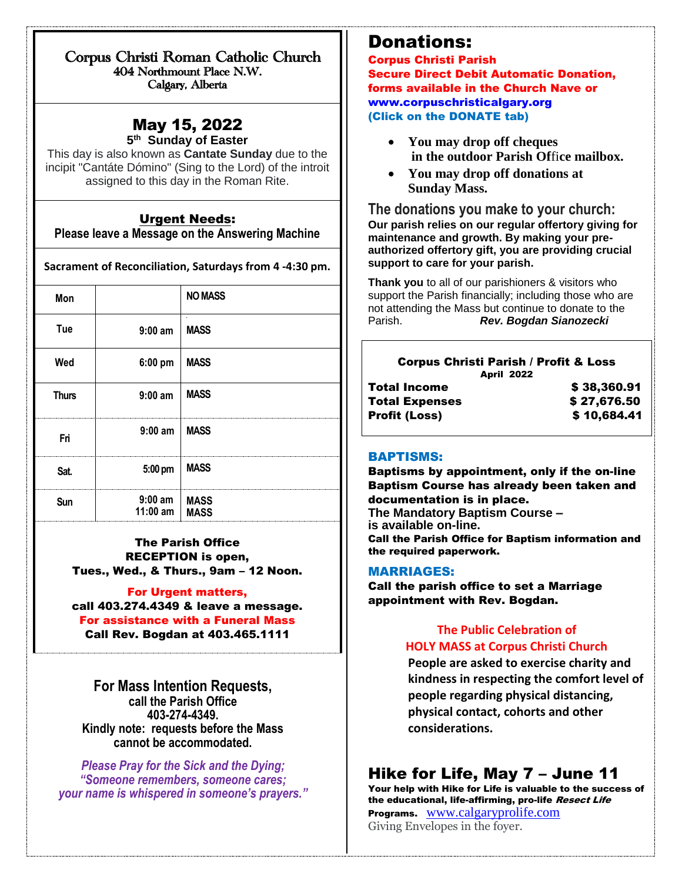# Corpus Christi Roman Catholic Church

404 Northmount Place N.W.
Calgary, Alberta

## May 15, 2022

**5th Sunday of Easter**

This day is also known as **Cantate Sunday** due to the incipit "Cantáte Dómino" (Sing to the Lord) of the introit assigned to this day in the Roman Rite.

**Urgent Needs:**
**Please leave a Message on the Answering Machine**

**Sacrament of Reconciliation, Saturdays from 4 -4:30 pm.**

| Mon | | NO MASS |
|---|---|---|
| Tue | 9:00 am | MASS |
| Wed | 6:00 pm | MASS |
| Thurs | 9:00 am | MASS |
| Fri | 9:00 am | MASS |
| Sat. | 5:00 pm | MASS |
| Sun | 9:00 am<br>11:00 am | MASS<br>MASS |

**The Parish Office**
**RECEPTION is open,**
**Tues., Wed., & Thurs., 9am – 12 Noon.**

**For Urgent matters,**
**call 403.274.4349 & leave a message.**
**For assistance with a Funeral Mass**
**Call Rev. Bogdan at 403.465.1111**

**For Mass Intention Requests,**
**call the Parish Office**
**403-274-4349.**
**Kindly note: requests before the Mass cannot be accommodated.**

*Please Pray for the Sick and the Dying;*
*"Someone remembers, someone cares;*
*your name is whispered in someone's prayers."*

# Donations:

**Corpus Christi Parish**
**Secure Direct Debit Automatic Donation, forms available in the Church Nave or**
**www.corpuschristicalgary.org**
**(Click on the DONATE tab)**

- **You may drop off cheques in the outdoor Parish Office mailbox.**
- **You may drop off donations at Sunday Mass.**

## The donations you make to your church:

**Our parish relies on our regular offertory giving for maintenance and growth. By making your pre-authorized offertory gift, you are providing crucial support to care for your parish.**

**Thank you** to all of our parishioners & visitors who support the Parish financially; including those who are not attending the Mass but continue to donate to the Parish. ***Rev. Bogdan Sianozecki***

**Corpus Christi Parish / Profit & Loss**
**April 2022**

| | |
|---|---|
| **Total Income** | **$ 38,360.91** |
| **Total Expenses** | **$ 27,676.50** |
| **Profit (Loss)** | **$ 10,684.41** |

### BAPTISMS:

**Baptisms by appointment, only if the on-line Baptism Course has already been taken and documentation is in place.**
**The Mandatory Baptism Course – is available on-line.**
**Call the Parish Office for Baptism information and the required paperwork.**

### MARRIAGES:

**Call the parish office to set a Marriage appointment with Rev. Bogdan.**

**The Public Celebration of HOLY MASS at Corpus Christi Church**

**People are asked to exercise charity and kindness in respecting the comfort level of people regarding physical distancing, physical contact, cohorts and other considerations.**

## Hike for Life, May 7 – June 11

**Your help with Hike for Life is valuable to the success of the educational, life-affirming, pro-life *Resect Life* Programs.** www.calgaryprolife.com
Giving Envelopes in the foyer.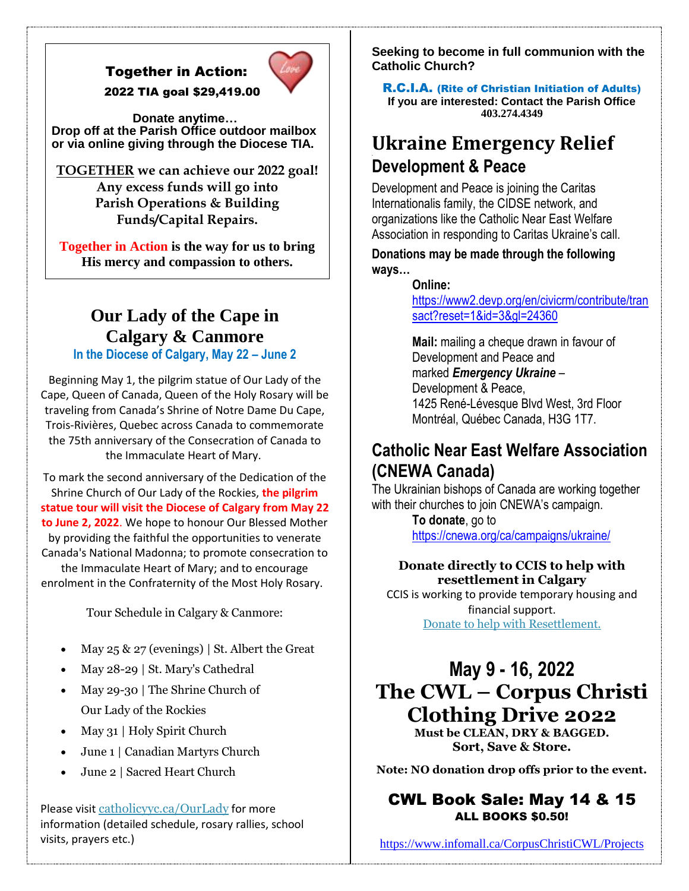## Together in Action:

**2022 TIA goal $29,419.00**

**Donate anytime…**
**Drop off at the Parish Office outdoor mailbox or via online giving through the Diocese TIA.**

**TOGETHER we can achieve our 2022 goal! Any excess funds will go into Parish Operations & Building Funds/Capital Repairs.**

**Together in Action is the way for us to bring His mercy and compassion to others.**

## Our Lady of the Cape in Calgary & Canmore

### In the Diocese of Calgary, May 22 – June 2

Beginning May 1, the pilgrim statue of Our Lady of the Cape, Queen of Canada, Queen of the Holy Rosary will be traveling from Canada's Shrine of Notre Dame Du Cape, Trois-Rivières, Quebec across Canada to commemorate the 75th anniversary of the Consecration of Canada to the Immaculate Heart of Mary.

To mark the second anniversary of the Dedication of the Shrine Church of Our Lady of the Rockies, **the pilgrim statue tour will visit the Diocese of Calgary from May 22 to June 2, 2022**. We hope to honour Our Blessed Mother by providing the faithful the opportunities to venerate Canada's National Madonna; to promote consecration to the Immaculate Heart of Mary; and to encourage enrolment in the Confraternity of the Most Holy Rosary.

Tour Schedule in Calgary & Canmore:

- May 25 & 27 (evenings) | St. Albert the Great
- May 28-29 | St. Mary's Cathedral
- May 29-30 | The Shrine Church of Our Lady of the Rockies
- May 31 | Holy Spirit Church
- June 1 | Canadian Martyrs Church
- June 2 | Sacred Heart Church

Please visit catholicyyc.ca/OurLady for more information (detailed schedule, rosary rallies, school visits, prayers etc.)

**Seeking to become in full communion with the Catholic Church?**

**R.C.I.A. (Rite of Christian Initiation of Adults)**
**If you are interested: Contact the Parish Office**
**403.274.4349**

# Ukraine Emergency Relief

## Development & Peace

Development and Peace is joining the Caritas Internationalis family, the CIDSE network, and organizations like the Catholic Near East Welfare Association in responding to Caritas Ukraine's call.

**Donations may be made through the following ways…**

**Online:**
https://www2.devp.org/en/civicrm/contribute/transact?reset=1&id=3&gl=24360

**Mail:** mailing a cheque drawn in favour of Development and Peace and marked ***Emergency Ukraine*** –
Development & Peace,
1425 René-Lévesque Blvd West, 3rd Floor
Montréal, Québec Canada, H3G 1T7.

## Catholic Near East Welfare Association (CNEWA Canada)

The Ukrainian bishops of Canada are working together with their churches to join CNEWA's campaign.

**To donate**, go to
https://cnewa.org/ca/campaigns/ukraine/

**Donate directly to CCIS to help with resettlement in Calgary**

CCIS is working to provide temporary housing and financial support.
Donate to help with Resettlement.

## May 9 - 16, 2022
# The CWL – Corpus Christi Clothing Drive 2022

**Must be CLEAN, DRY & BAGGED.**
**Sort, Save & Store.**

**Note: NO donation drop offs prior to the event.**

## CWL Book Sale: May 14 & 15

**ALL BOOKS $0.50!**

https://www.infomall.ca/CorpusChristiCWL/Projects